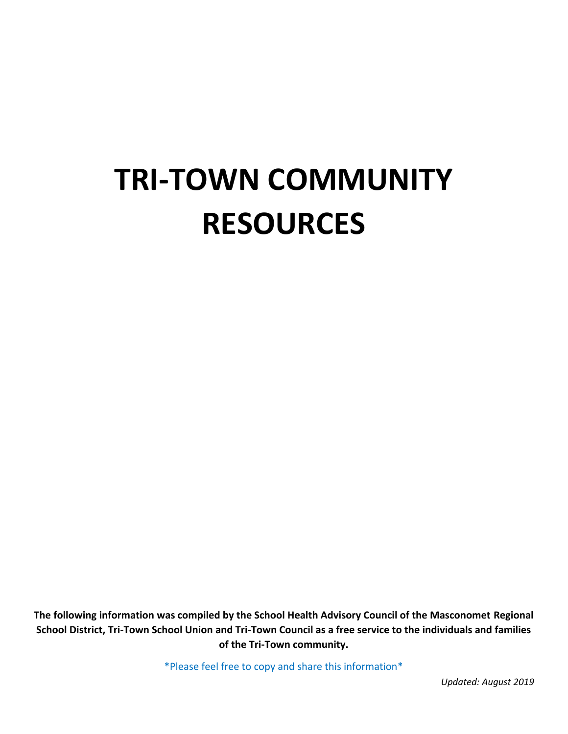# TRI-TOWN COMMUNITY RESOURCES

**The following information was compiled by the School Health Advisory Council of the Masconomet Regional School District, Tri-Town School Union and Tri-Town Council as a free service to the individuals and families of the Tri-Town community.**

*Please feel free to copy and share this information*

*Updated: August 2019*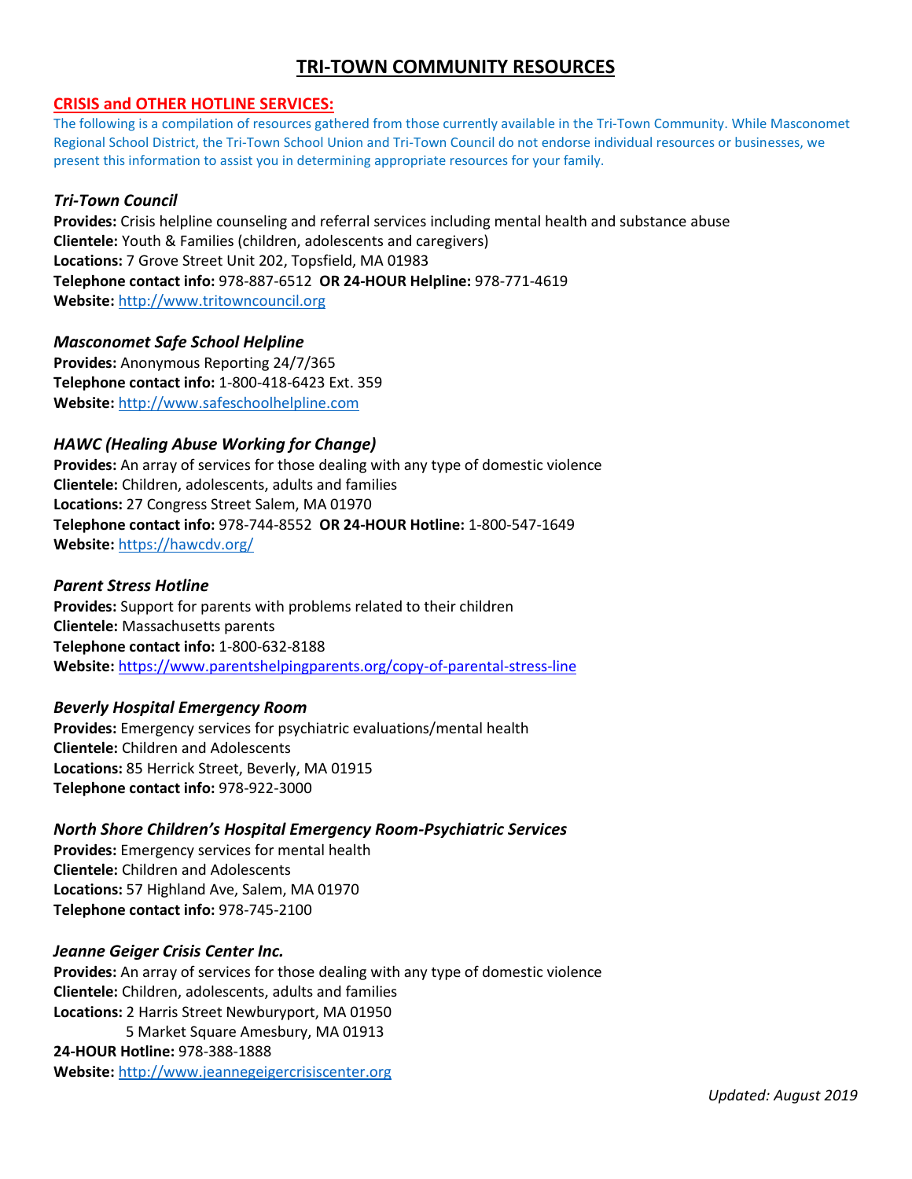# TRI-TOWN COMMUNITY RESOURCES

## CRISIS and OTHER HOTLINE SERVICES:

The following is a compilation of resources gathered from those currently available in the Tri-Town Community. While Masconomet Regional School District, the Tri-Town School Union and Tri-Town Council do not endorse individual resources or businesses, we present this information to assist you in determining appropriate resources for your family.

### *Tri-Town Council*

**Provides:** Crisis helpline counseling and referral services including mental health and substance abuse
**Clientele:** Youth & Families (children, adolescents and caregivers)
**Locations:** 7 Grove Street Unit 202, Topsfield, MA 01983
**Telephone contact info:** 978-887-6512 **OR 24-HOUR Helpline:** 978-771-4619
**Website:** http://www.tritowncouncil.org

### *Masconomet Safe School Helpline*

**Provides:** Anonymous Reporting 24/7/365
**Telephone contact info:** 1-800-418-6423 Ext. 359
**Website:** http://www.safeschoolhelpline.com

### *HAWC (Healing Abuse Working for Change)*

**Provides:** An array of services for those dealing with any type of domestic violence
**Clientele:** Children, adolescents, adults and families
**Locations:** 27 Congress Street Salem, MA 01970
**Telephone contact info:** 978-744-8552 **OR 24-HOUR Hotline:** 1-800-547-1649
**Website:** https://hawcdv.org/

### *Parent Stress Hotline*

**Provides:** Support for parents with problems related to their children
**Clientele:** Massachusetts parents
**Telephone contact info:** 1-800-632-8188
**Website:** https://www.parentshelpingparents.org/copy-of-parental-stress-line

### *Beverly Hospital Emergency Room*

**Provides:** Emergency services for psychiatric evaluations/mental health
**Clientele:** Children and Adolescents
**Locations:** 85 Herrick Street, Beverly, MA 01915
**Telephone contact info:** 978-922-3000

### *North Shore Children's Hospital Emergency Room-Psychiatric Services*

**Provides:** Emergency services for mental health
**Clientele:** Children and Adolescents
**Locations:** 57 Highland Ave, Salem, MA 01970
**Telephone contact info:** 978-745-2100

### *Jeanne Geiger Crisis Center Inc.*

**Provides:** An array of services for those dealing with any type of domestic violence
**Clientele:** Children, adolescents, adults and families
**Locations:** 2 Harris Street Newburyport, MA 01950
5 Market Square Amesbury, MA 01913
**24-HOUR Hotline:** 978-388-1888
**Website:** http://www.jeannegeigercrisiscenter.org

*Updated: August 2019*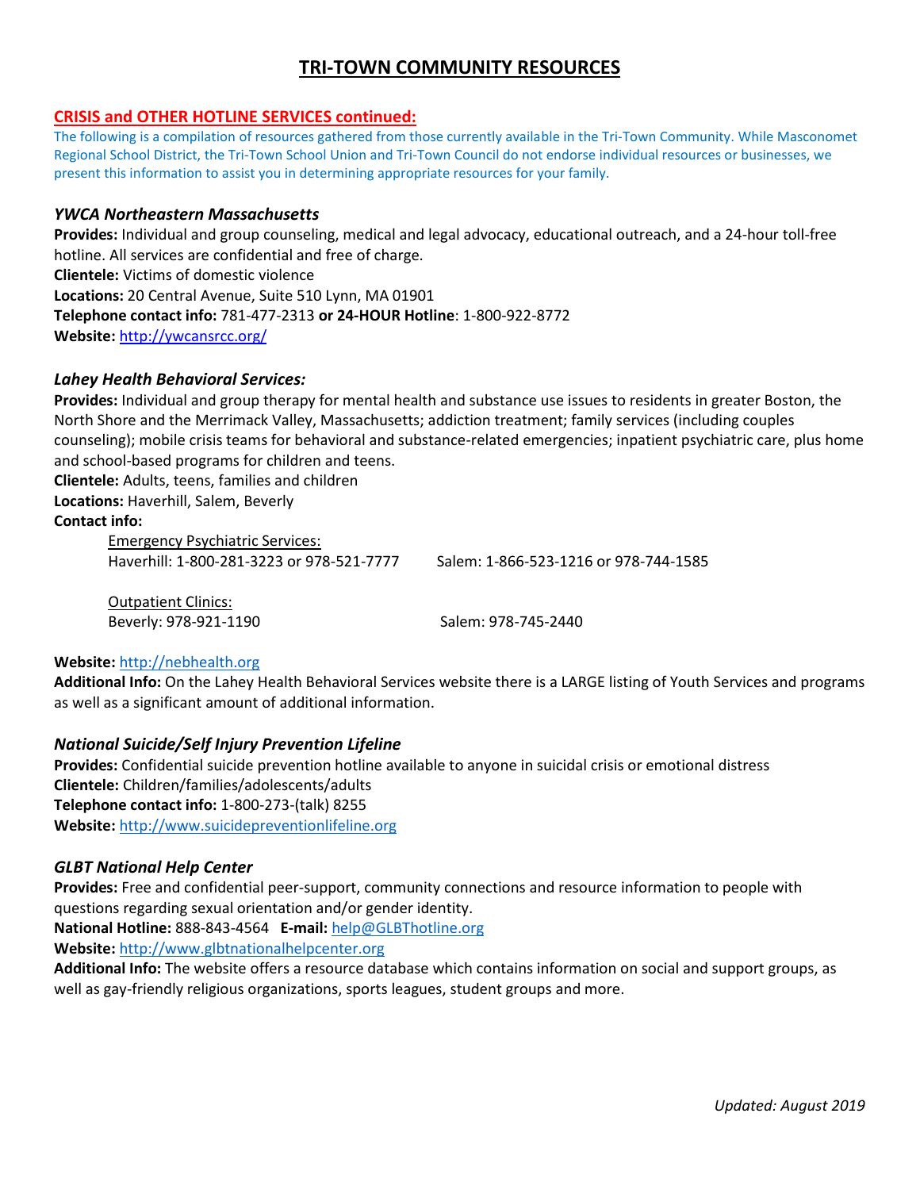# TRI-TOWN COMMUNITY RESOURCES

## CRISIS and OTHER HOTLINE SERVICES continued:

The following is a compilation of resources gathered from those currently available in the Tri-Town Community. While Masconomet Regional School District, the Tri-Town School Union and Tri-Town Council do not endorse individual resources or businesses, we present this information to assist you in determining appropriate resources for your family.

### *YWCA Northeastern Massachusetts*

**Provides:** Individual and group counseling, medical and legal advocacy, educational outreach, and a 24-hour toll-free hotline. All services are confidential and free of charge.
**Clientele:** Victims of domestic violence
**Locations:** 20 Central Avenue, Suite 510 Lynn, MA 01901
**Telephone contact info:** 781-477-2313 **or 24-HOUR Hotline**: 1-800-922-8772
**Website:** [http://ywcansrcc.org/](http://ywcansrcc.org/)

### *Lahey Health Behavioral Services:*

**Provides:** Individual and group therapy for mental health and substance use issues to residents in greater Boston, the North Shore and the Merrimack Valley, Massachusetts; addiction treatment; family services (including couples counseling); mobile crisis teams for behavioral and substance-related emergencies; inpatient psychiatric care, plus home and school-based programs for children and teens.
**Clientele:** Adults, teens, families and children
**Locations:** Haverhill, Salem, Beverly
**Contact info:**

Emergency Psychiatric Services:
Haverhill: 1-800-281-3223 or 978-521-7777
Salem: 1-866-523-1216 or 978-744-1585

Outpatient Clinics:
Beverly: 978-921-1190
Salem: 978-745-2440

**Website:** [http://nebhealth.org](http://nebhealth.org)
**Additional Info:** On the Lahey Health Behavioral Services website there is a LARGE listing of Youth Services and programs as well as a significant amount of additional information.

### *National Suicide/Self Injury Prevention Lifeline*

**Provides:** Confidential suicide prevention hotline available to anyone in suicidal crisis or emotional distress
**Clientele:** Children/families/adolescents/adults
**Telephone contact info:** 1-800-273-(talk) 8255
**Website:** [http://www.suicidepreventionlifeline.org](http://www.suicidepreventionlifeline.org)

### *GLBT National Help Center*

**Provides:** Free and confidential peer-support, community connections and resource information to people with questions regarding sexual orientation and/or gender identity.
**National Hotline:** 888-843-4564 **E-mail:** [help@GLBThotline.org](mailto:help@GLBThotline.org)
**Website:** [http://www.glbtnationalhelpcenter.org](http://www.glbtnationalhelpcenter.org)
**Additional Info:** The website offers a resource database which contains information on social and support groups, as well as gay-friendly religious organizations, sports leagues, student groups and more.

*Updated: August 2019*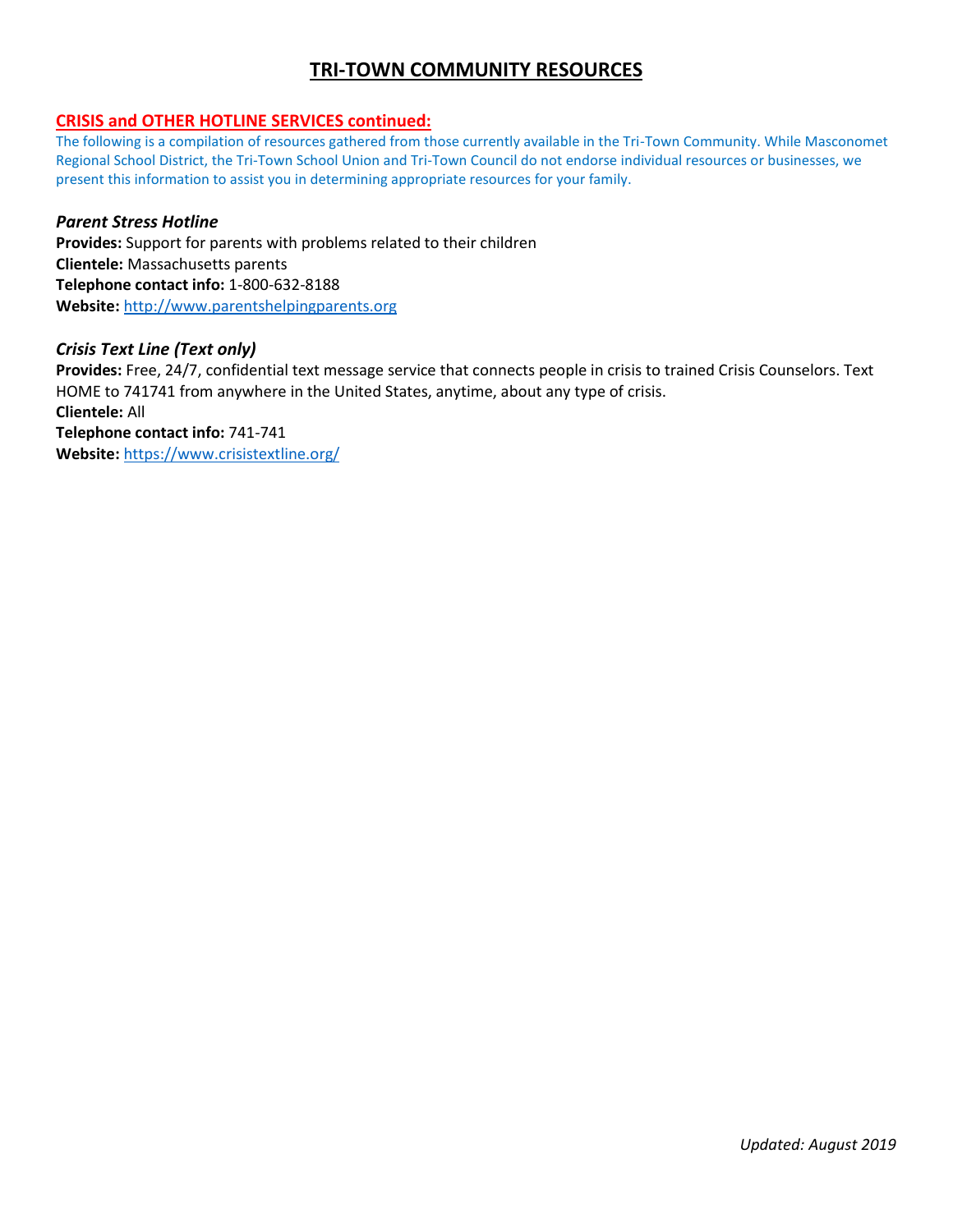# TRI-TOWN COMMUNITY RESOURCES

## CRISIS and OTHER HOTLINE SERVICES continued:

The following is a compilation of resources gathered from those currently available in the Tri-Town Community. While Masconomet Regional School District, the Tri-Town School Union and Tri-Town Council do not endorse individual resources or businesses, we present this information to assist you in determining appropriate resources for your family.

### *Parent Stress Hotline*

**Provides:** Support for parents with problems related to their children
**Clientele:** Massachusetts parents
**Telephone contact info:** 1-800-632-8188
**Website:** [http://www.parentshelpingparents.org](http://www.parentshelpingparents.org)

### *Crisis Text Line (Text only)*

**Provides:** Free, 24/7, confidential text message service that connects people in crisis to trained Crisis Counselors. Text HOME to 741741 from anywhere in the United States, anytime, about any type of crisis.
**Clientele:** All
**Telephone contact info:** 741-741
**Website:** [https://www.crisistextline.org/](https://www.crisistextline.org/)

*Updated: August 2019*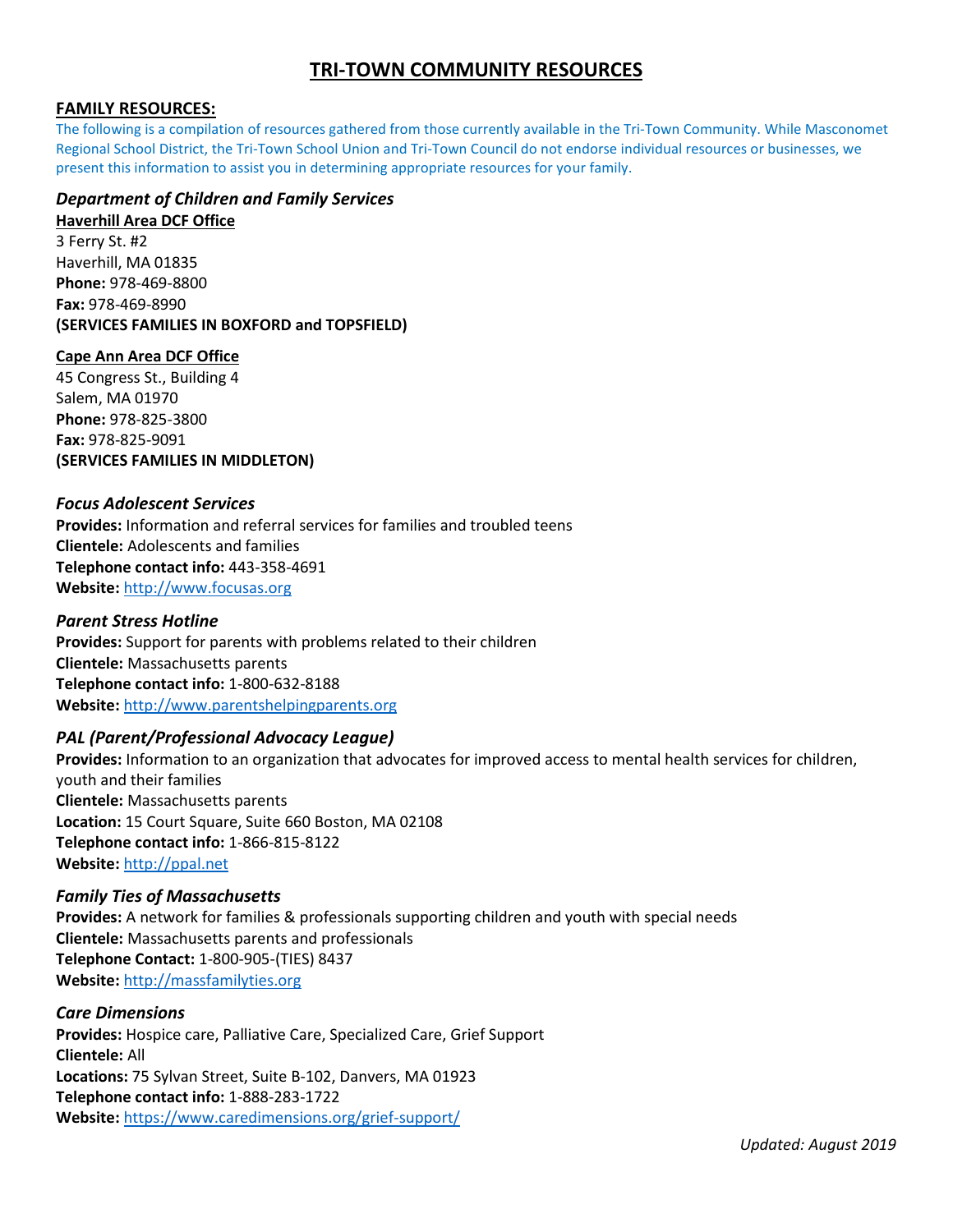# TRI-TOWN COMMUNITY RESOURCES

## FAMILY RESOURCES:

The following is a compilation of resources gathered from those currently available in the Tri-Town Community. While Masconomet Regional School District, the Tri-Town School Union and Tri-Town Council do not endorse individual resources or businesses, we present this information to assist you in determining appropriate resources for your family.

### *Department of Children and Family Services*

**Haverhill Area DCF Office**
3 Ferry St. #2
Haverhill, MA 01835
**Phone:** 978-469-8800
**Fax:** 978-469-8990
**(SERVICES FAMILIES IN BOXFORD and TOPSFIELD)**

**Cape Ann Area DCF Office**
45 Congress St., Building 4
Salem, MA 01970
**Phone:** 978-825-3800
**Fax:** 978-825-9091
**(SERVICES FAMILIES IN MIDDLETON)**

### *Focus Adolescent Services*

**Provides:** Information and referral services for families and troubled teens
**Clientele:** Adolescents and families
**Telephone contact info:** 443-358-4691
**Website:** http://www.focusas.org

### *Parent Stress Hotline*

**Provides:** Support for parents with problems related to their children
**Clientele:** Massachusetts parents
**Telephone contact info:** 1-800-632-8188
**Website:** http://www.parentshelpingparents.org

### *PAL (Parent/Professional Advocacy League)*

**Provides:** Information to an organization that advocates for improved access to mental health services for children, youth and their families
**Clientele:** Massachusetts parents
**Location:** 15 Court Square, Suite 660 Boston, MA 02108
**Telephone contact info:** 1-866-815-8122
**Website:** http://ppal.net

### *Family Ties of Massachusetts*

**Provides:** A network for families & professionals supporting children and youth with special needs
**Clientele:** Massachusetts parents and professionals
**Telephone Contact:** 1-800-905-(TIES) 8437
**Website:** http://massfamilyties.org

### *Care Dimensions*

**Provides:** Hospice care, Palliative Care, Specialized Care, Grief Support
**Clientele:** All
**Locations:** 75 Sylvan Street, Suite B-102, Danvers, MA 01923
**Telephone contact info:** 1-888-283-1722
**Website:** https://www.caredimensions.org/grief-support/

*Updated: August 2019*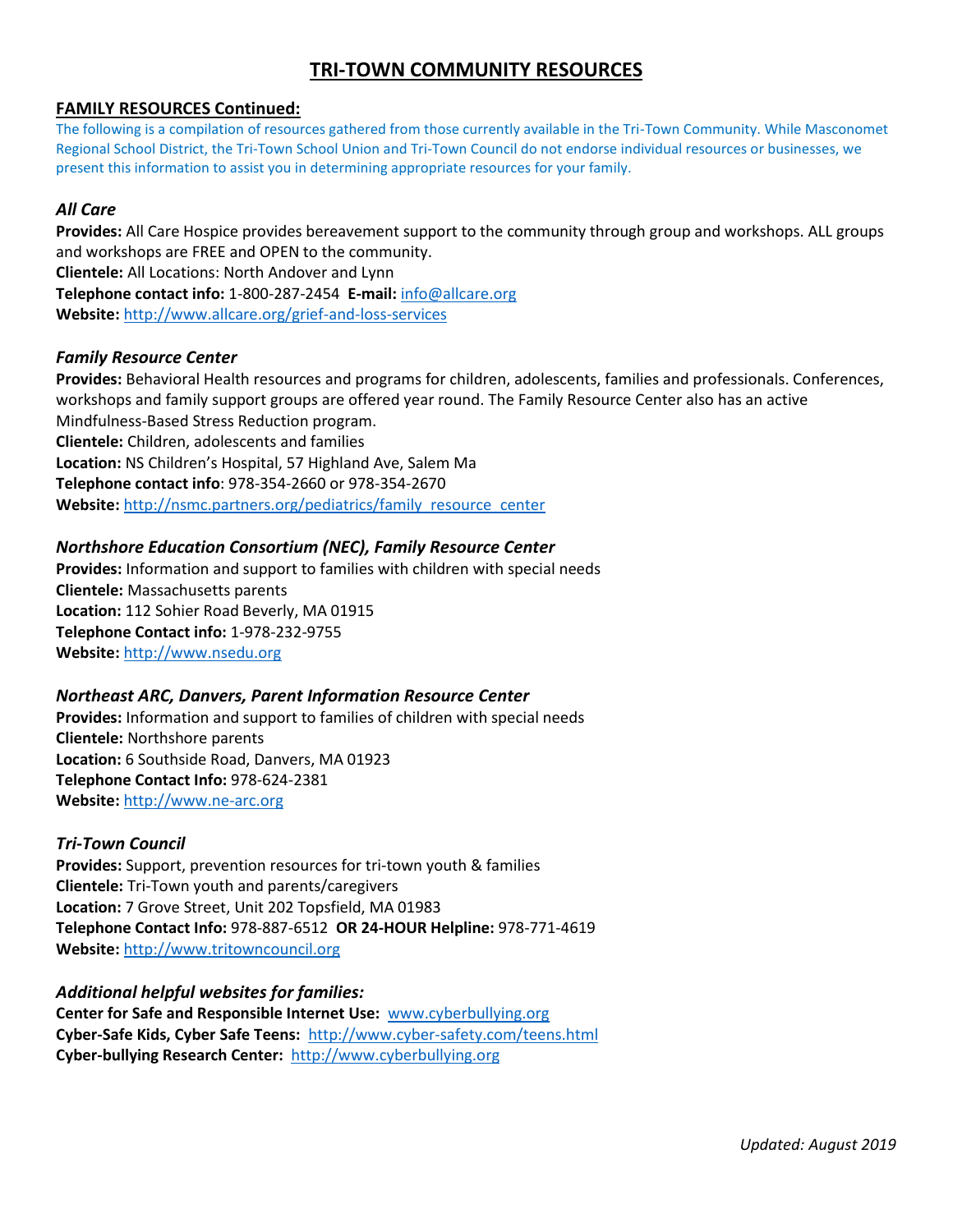# TRI-TOWN COMMUNITY RESOURCES

## FAMILY RESOURCES Continued:

The following is a compilation of resources gathered from those currently available in the Tri-Town Community. While Masconomet Regional School District, the Tri-Town School Union and Tri-Town Council do not endorse individual resources or businesses, we present this information to assist you in determining appropriate resources for your family.

### *All Care*

**Provides:** All Care Hospice provides bereavement support to the community through group and workshops. ALL groups and workshops are FREE and OPEN to the community.
**Clientele:** All Locations: North Andover and Lynn
**Telephone contact info:** 1-800-287-2454 **E-mail:** info@allcare.org
**Website:** http://www.allcare.org/grief-and-loss-services

### *Family Resource Center*

**Provides:** Behavioral Health resources and programs for children, adolescents, families and professionals. Conferences, workshops and family support groups are offered year round. The Family Resource Center also has an active Mindfulness-Based Stress Reduction program.
**Clientele:** Children, adolescents and families
**Location:** NS Children's Hospital, 57 Highland Ave, Salem Ma
**Telephone contact info**: 978-354-2660 or 978-354-2670
**Website:** http://nsmc.partners.org/pediatrics/family_resource_center

### *Northshore Education Consortium (NEC), Family Resource Center*

**Provides:** Information and support to families with children with special needs
**Clientele:** Massachusetts parents
**Location:** 112 Sohier Road Beverly, MA 01915
**Telephone Contact info:** 1-978-232-9755
**Website:** http://www.nsedu.org

### *Northeast ARC, Danvers, Parent Information Resource Center*

**Provides:** Information and support to families of children with special needs
**Clientele:** Northshore parents
**Location:** 6 Southside Road, Danvers, MA 01923
**Telephone Contact Info:** 978-624-2381
**Website:** http://www.ne-arc.org

### *Tri-Town Council*

**Provides:** Support, prevention resources for tri-town youth & families
**Clientele:** Tri-Town youth and parents/caregivers
**Location:** 7 Grove Street, Unit 202 Topsfield, MA 01983
**Telephone Contact Info:** 978-887-6512 **OR 24-HOUR Helpline:** 978-771-4619
**Website:** http://www.tritowncouncil.org

### *Additional helpful websites for families:*

**Center for Safe and Responsible Internet Use:** www.cyberbullying.org
**Cyber-Safe Kids, Cyber Safe Teens:** http://www.cyber-safety.com/teens.html
**Cyber-bullying Research Center:** http://www.cyberbullying.org

*Updated: August 2019*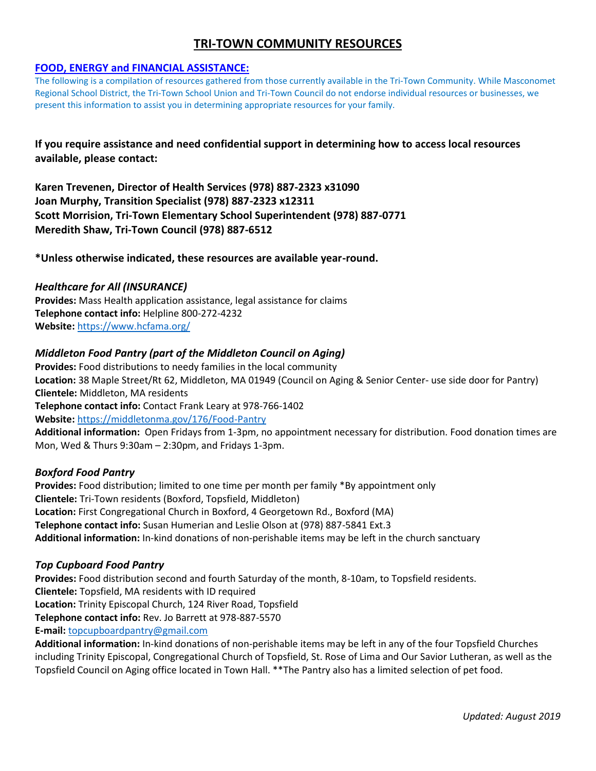# TRI-TOWN COMMUNITY RESOURCES

## FOOD, ENERGY and FINANCIAL ASSISTANCE:

The following is a compilation of resources gathered from those currently available in the Tri-Town Community. While Masconomet Regional School District, the Tri-Town School Union and Tri-Town Council do not endorse individual resources or businesses, we present this information to assist you in determining appropriate resources for your family.

**If you require assistance and need confidential support in determining how to access local resources available, please contact:**

**Karen Trevenen, Director of Health Services (978) 887-2323 x31090**
**Joan Murphy, Transition Specialist (978) 887-2323 x12311**
**Scott Morrision, Tri-Town Elementary School Superintendent (978) 887-0771**
**Meredith Shaw, Tri-Town Council (978) 887-6512**

***Unless otherwise indicated, these resources are available year-round.**

### *Healthcare for All (INSURANCE)*

**Provides:** Mass Health application assistance, legal assistance for claims
**Telephone contact info:** Helpline 800-272-4232
**Website:** https://www.hcfama.org/

### *Middleton Food Pantry (part of the Middleton Council on Aging)*

**Provides:** Food distributions to needy families in the local community
**Location:** 38 Maple Street/Rt 62, Middleton, MA 01949 (Council on Aging & Senior Center- use side door for Pantry)
**Clientele:** Middleton, MA residents
**Telephone contact info:** Contact Frank Leary at 978-766-1402
**Website:** https://middletonma.gov/176/Food-Pantry
**Additional information:** Open Fridays from 1-3pm, no appointment necessary for distribution. Food donation times are Mon, Wed & Thurs 9:30am – 2:30pm, and Fridays 1-3pm.

### *Boxford Food Pantry*

**Provides:** Food distribution; limited to one time per month per family *By appointment only
**Clientele:** Tri-Town residents (Boxford, Topsfield, Middleton)
**Location:** First Congregational Church in Boxford, 4 Georgetown Rd., Boxford (MA)
**Telephone contact info:** Susan Humerian and Leslie Olson at (978) 887-5841 Ext.3
**Additional information:** In-kind donations of non-perishable items may be left in the church sanctuary

### *Top Cupboard Food Pantry*

**Provides:** Food distribution second and fourth Saturday of the month, 8-10am, to Topsfield residents.
**Clientele:** Topsfield, MA residents with ID required
**Location:** Trinity Episcopal Church, 124 River Road, Topsfield
**Telephone contact info:** Rev. Jo Barrett at 978-887-5570
**E-mail:** topcupboardpantry@gmail.com
**Additional information:** In-kind donations of non-perishable items may be left in any of the four Topsfield Churches including Trinity Episcopal, Congregational Church of Topsfield, St. Rose of Lima and Our Savior Lutheran, as well as the Topsfield Council on Aging office located in Town Hall. **The Pantry also has a limited selection of pet food.

*Updated: August 2019*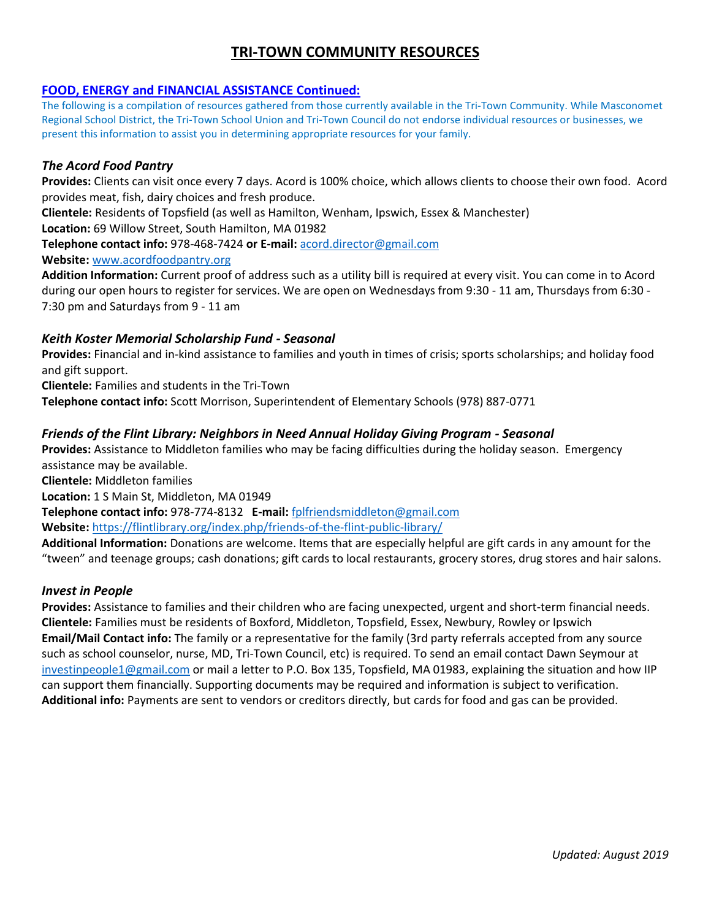# TRI-TOWN COMMUNITY RESOURCES

## FOOD, ENERGY and FINANCIAL ASSISTANCE Continued:

The following is a compilation of resources gathered from those currently available in the Tri-Town Community. While Masconomet Regional School District, the Tri-Town School Union and Tri-Town Council do not endorse individual resources or businesses, we present this information to assist you in determining appropriate resources for your family.

### *The Acord Food Pantry*

**Provides:** Clients can visit once every 7 days. Acord is 100% choice, which allows clients to choose their own food. Acord provides meat, fish, dairy choices and fresh produce.
**Clientele:** Residents of Topsfield (as well as Hamilton, Wenham, Ipswich, Essex & Manchester)
**Location:** 69 Willow Street, South Hamilton, MA 01982
**Telephone contact info:** 978-468-7424 **or E-mail:** acord.director@gmail.com
**Website:** www.acordfoodpantry.org
**Addition Information:** Current proof of address such as a utility bill is required at every visit. You can come in to Acord during our open hours to register for services. We are open on Wednesdays from 9:30 - 11 am, Thursdays from 6:30 - 7:30 pm and Saturdays from 9 - 11 am

### *Keith Koster Memorial Scholarship Fund - Seasonal*

**Provides:** Financial and in-kind assistance to families and youth in times of crisis; sports scholarships; and holiday food and gift support.
**Clientele:** Families and students in the Tri-Town
**Telephone contact info:** Scott Morrison, Superintendent of Elementary Schools (978) 887-0771

### *Friends of the Flint Library: Neighbors in Need Annual Holiday Giving Program - Seasonal*

**Provides:** Assistance to Middleton families who may be facing difficulties during the holiday season. Emergency assistance may be available.
**Clientele:** Middleton families
**Location:** 1 S Main St, Middleton, MA 01949
**Telephone contact info:** 978-774-8132 **E-mail:** fplfriendsmiddleton@gmail.com
**Website:** https://flintlibrary.org/index.php/friends-of-the-flint-public-library/
**Additional Information:** Donations are welcome. Items that are especially helpful are gift cards in any amount for the "tween" and teenage groups; cash donations; gift cards to local restaurants, grocery stores, drug stores and hair salons.

### *Invest in People*

**Provides:** Assistance to families and their children who are facing unexpected, urgent and short-term financial needs.
**Clientele:** Families must be residents of Boxford, Middleton, Topsfield, Essex, Newbury, Rowley or Ipswich
**Email/Mail Contact info:** The family or a representative for the family (3rd party referrals accepted from any source such as school counselor, nurse, MD, Tri-Town Council, etc) is required. To send an email contact Dawn Seymour at investinpeople1@gmail.com or mail a letter to P.O. Box 135, Topsfield, MA 01983, explaining the situation and how IIP can support them financially. Supporting documents may be required and information is subject to verification.
**Additional info:** Payments are sent to vendors or creditors directly, but cards for food and gas can be provided.

*Updated: August 2019*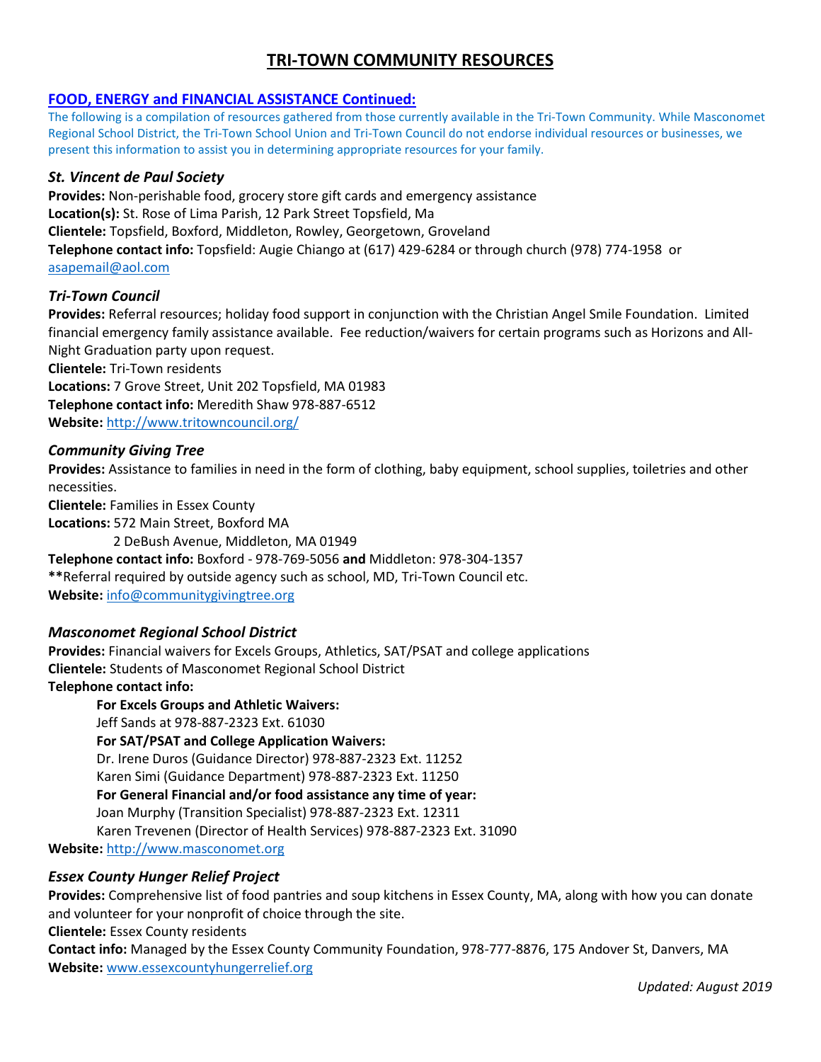# TRI-TOWN COMMUNITY RESOURCES

## FOOD, ENERGY and FINANCIAL ASSISTANCE Continued:

The following is a compilation of resources gathered from those currently available in the Tri-Town Community. While Masconomet Regional School District, the Tri-Town School Union and Tri-Town Council do not endorse individual resources or businesses, we present this information to assist you in determining appropriate resources for your family.

### *St. Vincent de Paul Society*

**Provides:** Non-perishable food, grocery store gift cards and emergency assistance
**Location(s):** St. Rose of Lima Parish, 12 Park Street Topsfield, Ma
**Clientele:** Topsfield, Boxford, Middleton, Rowley, Georgetown, Groveland
**Telephone contact info:** Topsfield: Augie Chiango at (617) 429-6284 or through church (978) 774-1958 or asapemail@aol.com

### *Tri-Town Council*

**Provides:** Referral resources; holiday food support in conjunction with the Christian Angel Smile Foundation. Limited financial emergency family assistance available. Fee reduction/waivers for certain programs such as Horizons and All-Night Graduation party upon request.
**Clientele:** Tri-Town residents
**Locations:** 7 Grove Street, Unit 202 Topsfield, MA 01983
**Telephone contact info:** Meredith Shaw 978-887-6512
**Website:** http://www.tritowncouncil.org/

### *Community Giving Tree*

**Provides:** Assistance to families in need in the form of clothing, baby equipment, school supplies, toiletries and other necessities.
**Clientele:** Families in Essex County
**Locations:** 572 Main Street, Boxford MA
2 DeBush Avenue, Middleton, MA 01949
**Telephone contact info:** Boxford - 978-769-5056 **and** Middleton: 978-304-1357
**Referral required by outside agency such as school, MD, Tri-Town Council etc.
**Website:** info@communitygivingtree.org

### *Masconomet Regional School District*

**Provides:** Financial waivers for Excels Groups, Athletics, SAT/PSAT and college applications
**Clientele:** Students of Masconomet Regional School District
**Telephone contact info:**

**For Excels Groups and Athletic Waivers:**
Jeff Sands at 978-887-2323 Ext. 61030
**For SAT/PSAT and College Application Waivers:**
Dr. Irene Duros (Guidance Director) 978-887-2323 Ext. 11252
Karen Simi (Guidance Department) 978-887-2323 Ext. 11250
**For General Financial and/or food assistance any time of year:**
Joan Murphy (Transition Specialist) 978-887-2323 Ext. 12311
Karen Trevenen (Director of Health Services) 978-887-2323 Ext. 31090

**Website:** http://www.masconomet.org

### *Essex County Hunger Relief Project*

**Provides:** Comprehensive list of food pantries and soup kitchens in Essex County, MA, along with how you can donate and volunteer for your nonprofit of choice through the site.
**Clientele:** Essex County residents
**Contact info:** Managed by the Essex County Community Foundation, 978-777-8876, 175 Andover St, Danvers, MA
**Website:** www.essexcountyhungerrelief.org

*Updated: August 2019*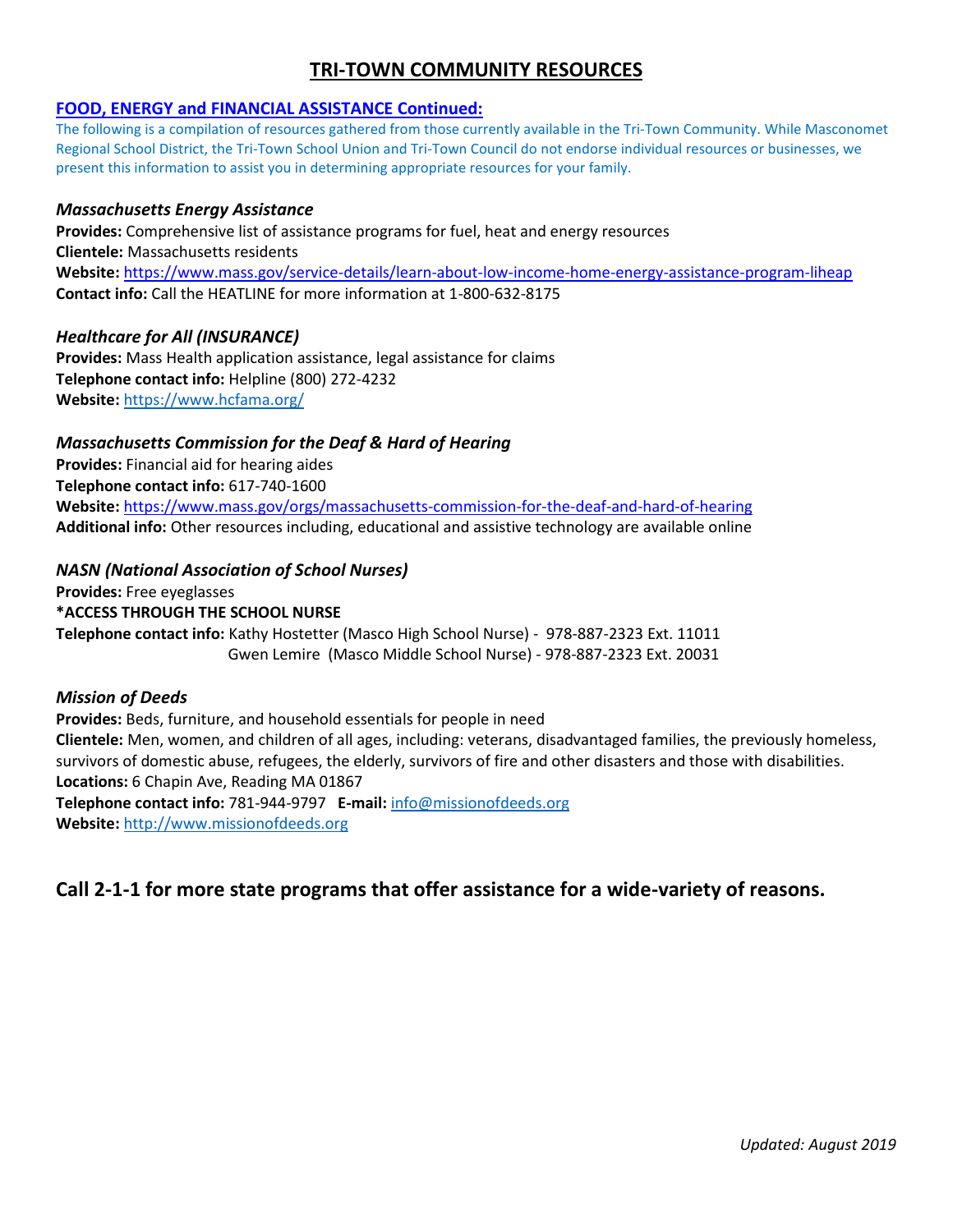# TRI-TOWN COMMUNITY RESOURCES

## FOOD, ENERGY and FINANCIAL ASSISTANCE Continued:

The following is a compilation of resources gathered from those currently available in the Tri-Town Community. While Masconomet Regional School District, the Tri-Town School Union and Tri-Town Council do not endorse individual resources or businesses, we present this information to assist you in determining appropriate resources for your family.

### *Massachusetts Energy Assistance*

**Provides:** Comprehensive list of assistance programs for fuel, heat and energy resources
**Clientele:** Massachusetts residents
**Website:** https://www.mass.gov/service-details/learn-about-low-income-home-energy-assistance-program-liheap
**Contact info:** Call the HEATLINE for more information at 1-800-632-8175

### *Healthcare for All (INSURANCE)*

**Provides:** Mass Health application assistance, legal assistance for claims
**Telephone contact info:** Helpline (800) 272-4232
**Website:** https://www.hcfama.org/

### *Massachusetts Commission for the Deaf & Hard of Hearing*

**Provides:** Financial aid for hearing aides
**Telephone contact info:** 617-740-1600
**Website:** https://www.mass.gov/orgs/massachusetts-commission-for-the-deaf-and-hard-of-hearing
**Additional info:** Other resources including, educational and assistive technology are available online

### *NASN (National Association of School Nurses)*

**Provides:** Free eyeglasses
***ACCESS THROUGH THE SCHOOL NURSE**
**Telephone contact info:** Kathy Hostetter (Masco High School Nurse) - 978-887-2323 Ext. 11011
Gwen Lemire (Masco Middle School Nurse) - 978-887-2323 Ext. 20031

### *Mission of Deeds*

**Provides:** Beds, furniture, and household essentials for people in need
**Clientele:** Men, women, and children of all ages, including: veterans, disadvantaged families, the previously homeless, survivors of domestic abuse, refugees, the elderly, survivors of fire and other disasters and those with disabilities.
**Locations:** 6 Chapin Ave, Reading MA 01867
**Telephone contact info:** 781-944-9797 **E-mail:** info@missionofdeeds.org
**Website:** http://www.missionofdeeds.org

## Call 2-1-1 for more state programs that offer assistance for a wide-variety of reasons.

*Updated: August 2019*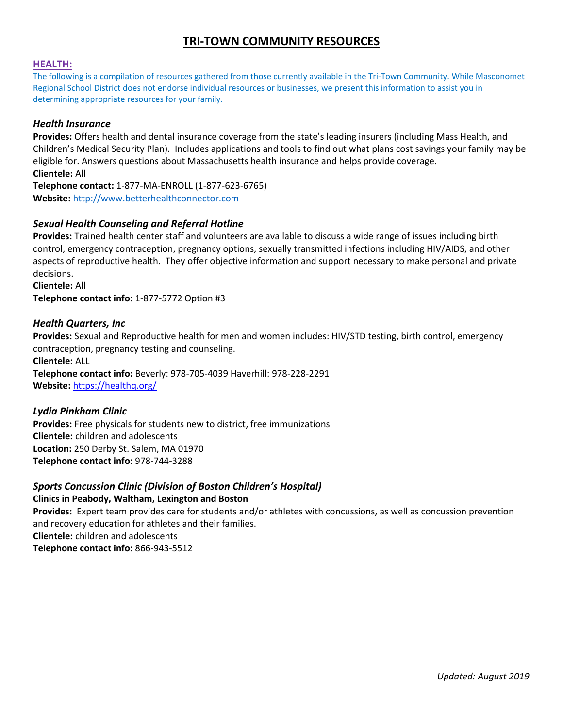# TRI-TOWN COMMUNITY RESOURCES

## HEALTH:

The following is a compilation of resources gathered from those currently available in the Tri-Town Community. While Masconomet Regional School District does not endorse individual resources or businesses, we present this information to assist you in determining appropriate resources for your family.

### *Health Insurance*

**Provides:** Offers health and dental insurance coverage from the state's leading insurers (including Mass Health, and Children's Medical Security Plan). Includes applications and tools to find out what plans cost savings your family may be eligible for. Answers questions about Massachusetts health insurance and helps provide coverage.
**Clientele:** All
**Telephone contact:** 1-877-MA-ENROLL (1-877-623-6765)
**Website:** http://www.betterhealthconnector.com

### *Sexual Health Counseling and Referral Hotline*

**Provides:** Trained health center staff and volunteers are available to discuss a wide range of issues including birth control, emergency contraception, pregnancy options, sexually transmitted infections including HIV/AIDS, and other aspects of reproductive health. They offer objective information and support necessary to make personal and private decisions.
**Clientele:** All
**Telephone contact info:** 1-877-5772 Option #3

### *Health Quarters, Inc*

**Provides:** Sexual and Reproductive health for men and women includes: HIV/STD testing, birth control, emergency contraception, pregnancy testing and counseling.
**Clientele:** ALL
**Telephone contact info:** Beverly: 978-705-4039 Haverhill: 978-228-2291
**Website:** https://healthq.org/

### *Lydia Pinkham Clinic*

**Provides:** Free physicals for students new to district, free immunizations
**Clientele:** children and adolescents
**Location:** 250 Derby St. Salem, MA 01970
**Telephone contact info:** 978-744-3288

### *Sports Concussion Clinic (Division of Boston Children's Hospital)*

**Clinics in Peabody, Waltham, Lexington and Boston**
**Provides:** Expert team provides care for students and/or athletes with concussions, as well as concussion prevention and recovery education for athletes and their families.
**Clientele:** children and adolescents
**Telephone contact info:** 866-943-5512

*Updated: August 2019*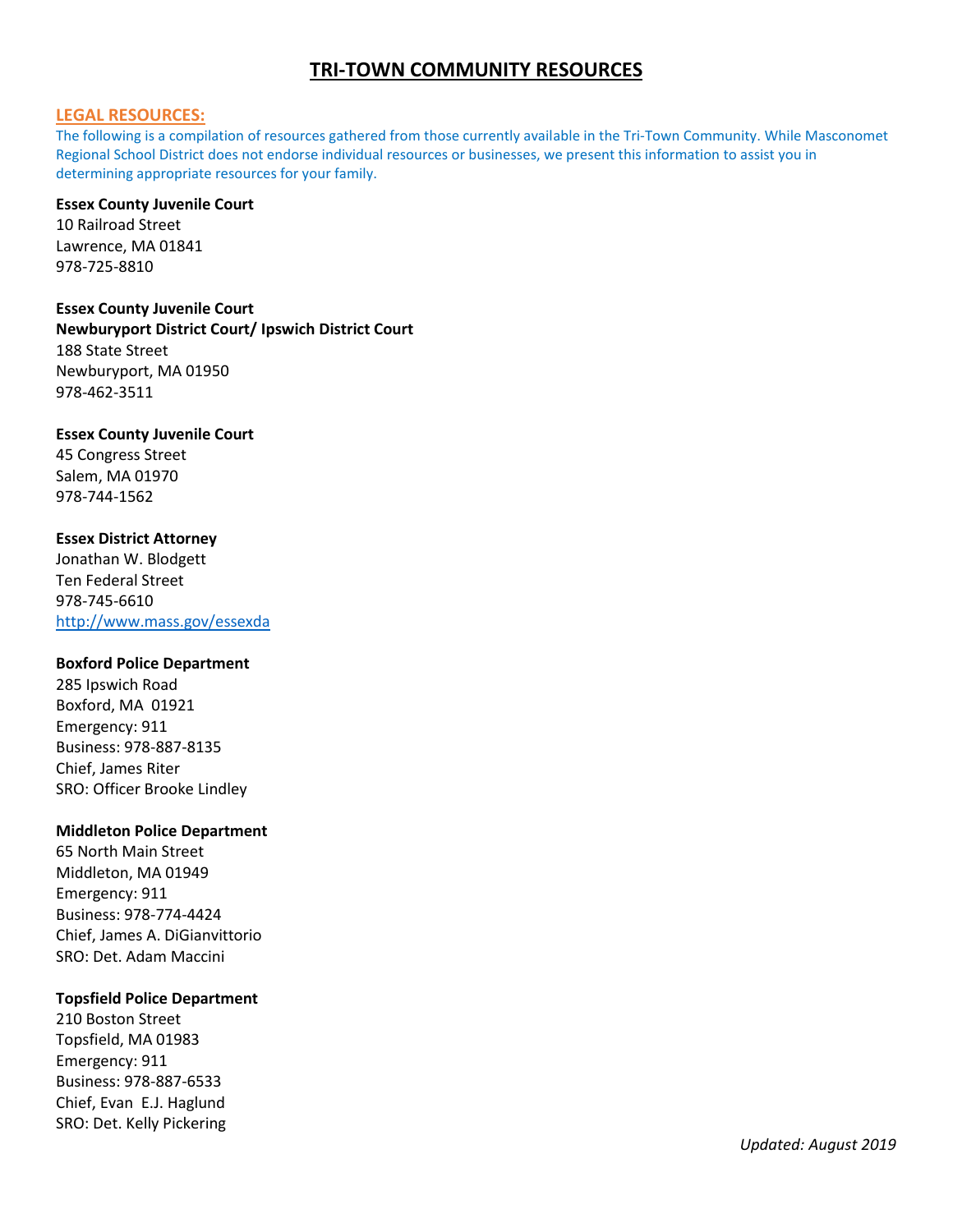# TRI-TOWN COMMUNITY RESOURCES

## LEGAL RESOURCES:

The following is a compilation of resources gathered from those currently available in the Tri-Town Community. While Masconomet Regional School District does not endorse individual resources or businesses, we present this information to assist you in determining appropriate resources for your family.

**Essex County Juvenile Court**
10 Railroad Street
Lawrence, MA 01841
978-725-8810

**Essex County Juvenile Court**
**Newburyport District Court/ Ipswich District Court**
188 State Street
Newburyport, MA 01950
978-462-3511

**Essex County Juvenile Court**
45 Congress Street
Salem, MA 01970
978-744-1562

**Essex District Attorney**
Jonathan W. Blodgett
Ten Federal Street
978-745-6610
http://www.mass.gov/essexda

**Boxford Police Department**
285 Ipswich Road
Boxford, MA 01921
Emergency: 911
Business: 978-887-8135
Chief, James Riter
SRO: Officer Brooke Lindley

**Middleton Police Department**
65 North Main Street
Middleton, MA 01949
Emergency: 911
Business: 978-774-4424
Chief, James A. DiGianvittorio
SRO: Det. Adam Maccini

**Topsfield Police Department**
210 Boston Street
Topsfield, MA 01983
Emergency: 911
Business: 978-887-6533
Chief, Evan E.J. Haglund
SRO: Det. Kelly Pickering

*Updated: August 2019*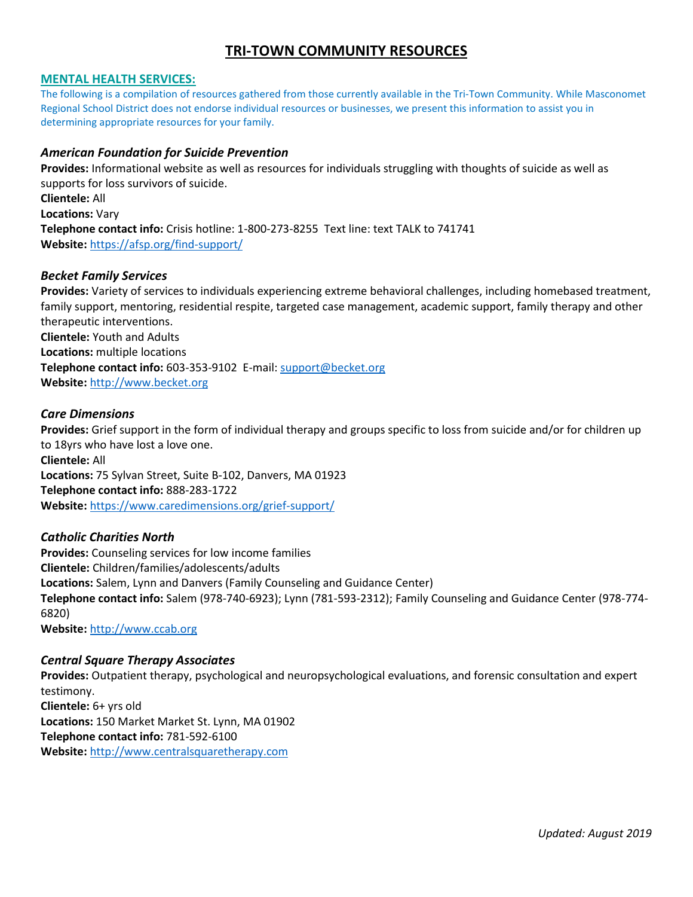# TRI-TOWN COMMUNITY RESOURCES

## MENTAL HEALTH SERVICES:

The following is a compilation of resources gathered from those currently available in the Tri-Town Community. While Masconomet Regional School District does not endorse individual resources or businesses, we present this information to assist you in determining appropriate resources for your family.

### *American Foundation for Suicide Prevention*

**Provides:** Informational website as well as resources for individuals struggling with thoughts of suicide as well as supports for loss survivors of suicide.
**Clientele:** All
**Locations:** Vary
**Telephone contact info:** Crisis hotline: 1-800-273-8255 Text line: text TALK to 741741
**Website:** https://afsp.org/find-support/

### *Becket Family Services*

**Provides:** Variety of services to individuals experiencing extreme behavioral challenges, including homebased treatment, family support, mentoring, residential respite, targeted case management, academic support, family therapy and other therapeutic interventions.
**Clientele:** Youth and Adults
**Locations:** multiple locations
**Telephone contact info:** 603-353-9102 E-mail: support@becket.org
**Website:** http://www.becket.org

### *Care Dimensions*

**Provides:** Grief support in the form of individual therapy and groups specific to loss from suicide and/or for children up to 18yrs who have lost a love one.
**Clientele:** All
**Locations:** 75 Sylvan Street, Suite B-102, Danvers, MA 01923
**Telephone contact info:** 888-283-1722
**Website:** https://www.caredimensions.org/grief-support/

### *Catholic Charities North*

**Provides:** Counseling services for low income families
**Clientele:** Children/families/adolescents/adults
**Locations:** Salem, Lynn and Danvers (Family Counseling and Guidance Center)
**Telephone contact info:** Salem (978-740-6923); Lynn (781-593-2312); Family Counseling and Guidance Center (978-774-6820)
**Website:** http://www.ccab.org

### *Central Square Therapy Associates*

**Provides:** Outpatient therapy, psychological and neuropsychological evaluations, and forensic consultation and expert testimony.
**Clientele:** 6+ yrs old
**Locations:** 150 Market Market St. Lynn, MA 01902
**Telephone contact info:** 781-592-6100
**Website:** http://www.centralsquaretherapy.com

*Updated: August 2019*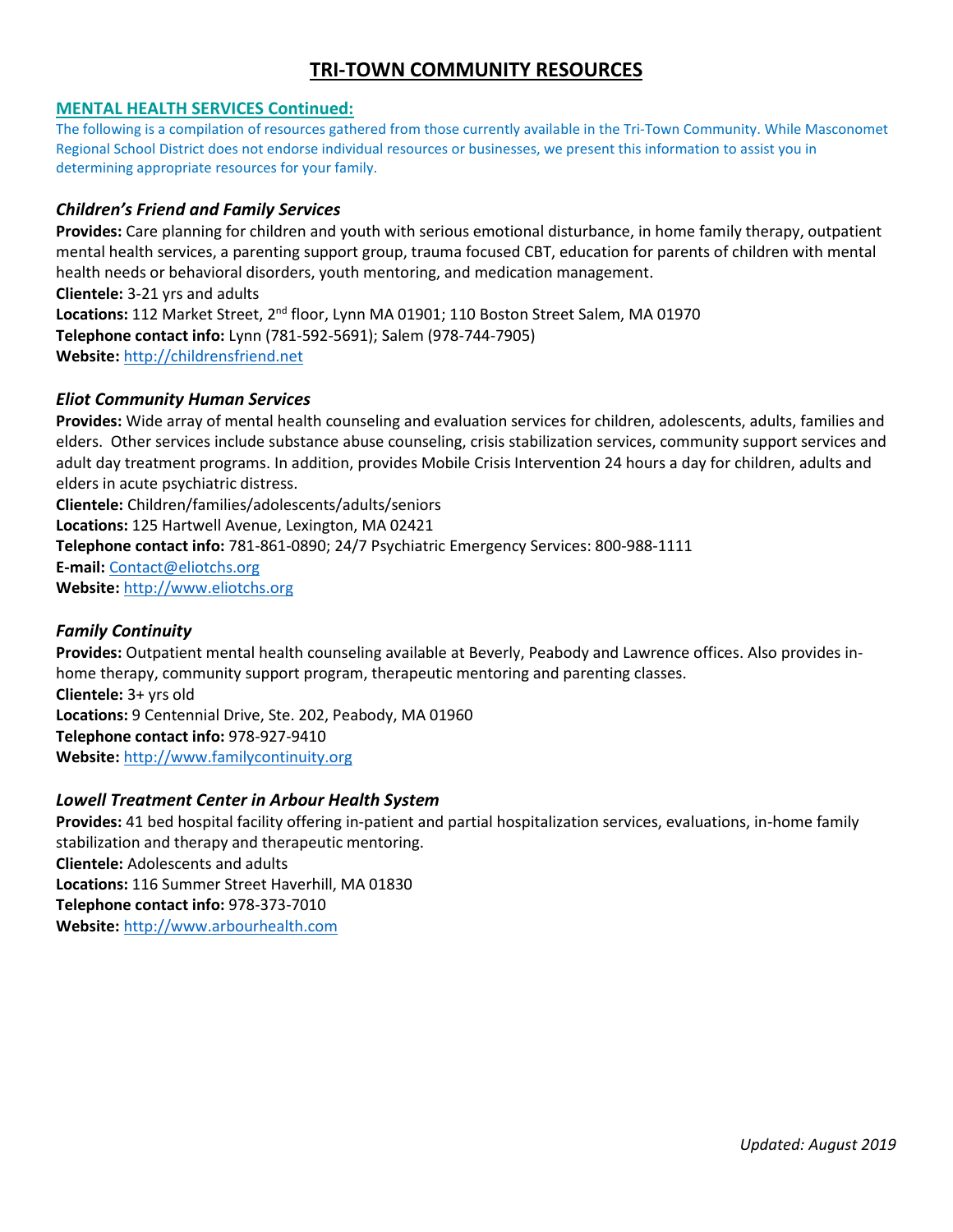# TRI-TOWN COMMUNITY RESOURCES

## MENTAL HEALTH SERVICES Continued:

The following is a compilation of resources gathered from those currently available in the Tri-Town Community. While Masconomet Regional School District does not endorse individual resources or businesses, we present this information to assist you in determining appropriate resources for your family.

### *Children's Friend and Family Services*

**Provides:** Care planning for children and youth with serious emotional disturbance, in home family therapy, outpatient mental health services, a parenting support group, trauma focused CBT, education for parents of children with mental health needs or behavioral disorders, youth mentoring, and medication management.
**Clientele:** 3-21 yrs and adults
**Locations:** 112 Market Street, 2nd floor, Lynn MA 01901; 110 Boston Street Salem, MA 01970
**Telephone contact info:** Lynn (781-592-5691); Salem (978-744-7905)
**Website:** http://childrensfriend.net

### *Eliot Community Human Services*

**Provides:** Wide array of mental health counseling and evaluation services for children, adolescents, adults, families and elders. Other services include substance abuse counseling, crisis stabilization services, community support services and adult day treatment programs. In addition, provides Mobile Crisis Intervention 24 hours a day for children, adults and elders in acute psychiatric distress.
**Clientele:** Children/families/adolescents/adults/seniors
**Locations:** 125 Hartwell Avenue, Lexington, MA 02421
**Telephone contact info:** 781-861-0890; 24/7 Psychiatric Emergency Services: 800-988-1111
**E-mail:** Contact@eliotchs.org
**Website:** http://www.eliotchs.org

### *Family Continuity*

**Provides:** Outpatient mental health counseling available at Beverly, Peabody and Lawrence offices. Also provides in-home therapy, community support program, therapeutic mentoring and parenting classes.
**Clientele:** 3+ yrs old
**Locations:** 9 Centennial Drive, Ste. 202, Peabody, MA 01960
**Telephone contact info:** 978-927-9410
**Website:** http://www.familycontinuity.org

### *Lowell Treatment Center in Arbour Health System*

**Provides:** 41 bed hospital facility offering in-patient and partial hospitalization services, evaluations, in-home family stabilization and therapy and therapeutic mentoring.
**Clientele:** Adolescents and adults
**Locations:** 116 Summer Street Haverhill, MA 01830
**Telephone contact info:** 978-373-7010
**Website:** http://www.arbourhealth.com

*Updated: August 2019*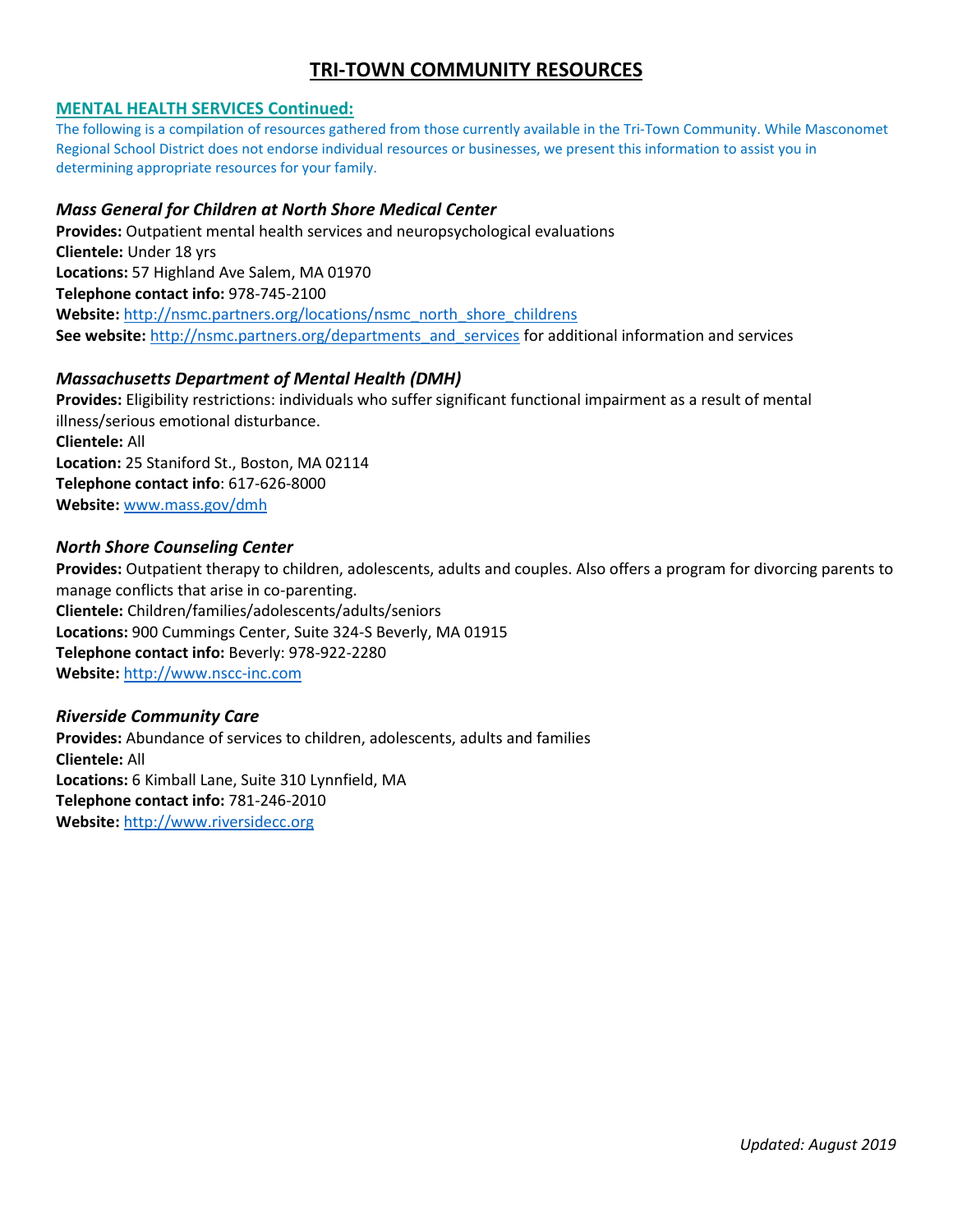# TRI-TOWN COMMUNITY RESOURCES

## MENTAL HEALTH SERVICES Continued:

The following is a compilation of resources gathered from those currently available in the Tri-Town Community. While Masconomet Regional School District does not endorse individual resources or businesses, we present this information to assist you in determining appropriate resources for your family.

### *Mass General for Children at North Shore Medical Center*

**Provides:** Outpatient mental health services and neuropsychological evaluations
**Clientele:** Under 18 yrs
**Locations:** 57 Highland Ave Salem, MA 01970
**Telephone contact info:** 978-745-2100
**Website:** http://nsmc.partners.org/locations/nsmc_north_shore_childrens
**See website:** http://nsmc.partners.org/departments_and_services for additional information and services

### *Massachusetts Department of Mental Health (DMH)*

**Provides:** Eligibility restrictions: individuals who suffer significant functional impairment as a result of mental illness/serious emotional disturbance.
**Clientele:** All
**Location:** 25 Staniford St., Boston, MA 02114
**Telephone contact info**: 617-626-8000
**Website:** www.mass.gov/dmh

### *North Shore Counseling Center*

**Provides:** Outpatient therapy to children, adolescents, adults and couples. Also offers a program for divorcing parents to manage conflicts that arise in co-parenting.
**Clientele:** Children/families/adolescents/adults/seniors
**Locations:** 900 Cummings Center, Suite 324-S Beverly, MA 01915
**Telephone contact info:** Beverly: 978-922-2280
**Website:** http://www.nscc-inc.com

### *Riverside Community Care*

**Provides:** Abundance of services to children, adolescents, adults and families
**Clientele:** All
**Locations:** 6 Kimball Lane, Suite 310 Lynnfield, MA
**Telephone contact info:** 781-246-2010
**Website:** http://www.riversidecc.org

*Updated: August 2019*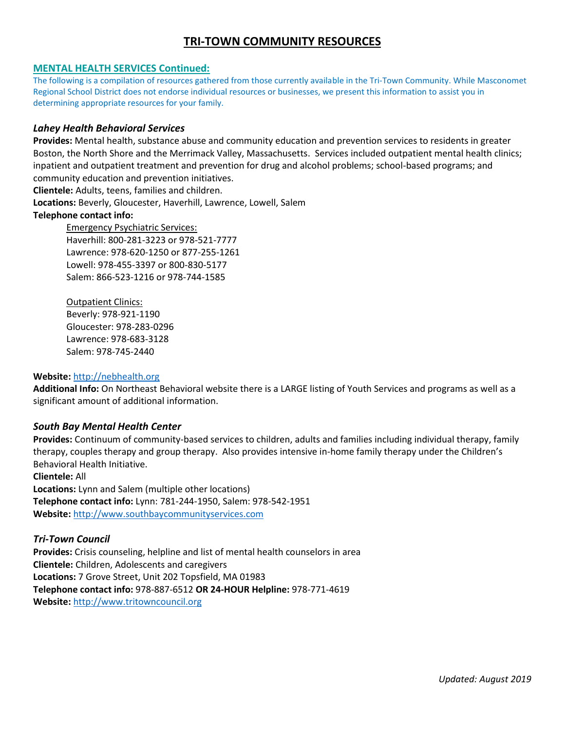# TRI-TOWN COMMUNITY RESOURCES

## MENTAL HEALTH SERVICES Continued:

The following is a compilation of resources gathered from those currently available in the Tri-Town Community. While Masconomet Regional School District does not endorse individual resources or businesses, we present this information to assist you in determining appropriate resources for your family.

### *Lahey Health Behavioral Services*

**Provides:** Mental health, substance abuse and community education and prevention services to residents in greater Boston, the North Shore and the Merrimack Valley, Massachusetts. Services included outpatient mental health clinics; inpatient and outpatient treatment and prevention for drug and alcohol problems; school-based programs; and community education and prevention initiatives.
**Clientele:** Adults, teens, families and children.
**Locations:** Beverly, Gloucester, Haverhill, Lawrence, Lowell, Salem
**Telephone contact info:**

Emergency Psychiatric Services:
Haverhill: 800-281-3223 or 978-521-7777
Lawrence: 978-620-1250 or 877-255-1261
Lowell: 978-455-3397 or 800-830-5177
Salem: 866-523-1216 or 978-744-1585

Outpatient Clinics:
Beverly: 978-921-1190
Gloucester: 978-283-0296
Lawrence: 978-683-3128
Salem: 978-745-2440

**Website:** http://nebhealth.org
**Additional Info:** On Northeast Behavioral website there is a LARGE listing of Youth Services and programs as well as a significant amount of additional information.

### *South Bay Mental Health Center*

**Provides:** Continuum of community-based services to children, adults and families including individual therapy, family therapy, couples therapy and group therapy. Also provides intensive in-home family therapy under the Children's Behavioral Health Initiative.
**Clientele:** All
**Locations:** Lynn and Salem (multiple other locations)
**Telephone contact info:** Lynn: 781-244-1950, Salem: 978-542-1951
**Website:** http://www.southbaycommunityservices.com

### *Tri-Town Council*

**Provides:** Crisis counseling, helpline and list of mental health counselors in area
**Clientele:** Children, Adolescents and caregivers
**Locations:** 7 Grove Street, Unit 202 Topsfield, MA 01983
**Telephone contact info:** 978-887-6512 **OR 24-HOUR Helpline:** 978-771-4619
**Website:** http://www.tritowncouncil.org

*Updated: August 2019*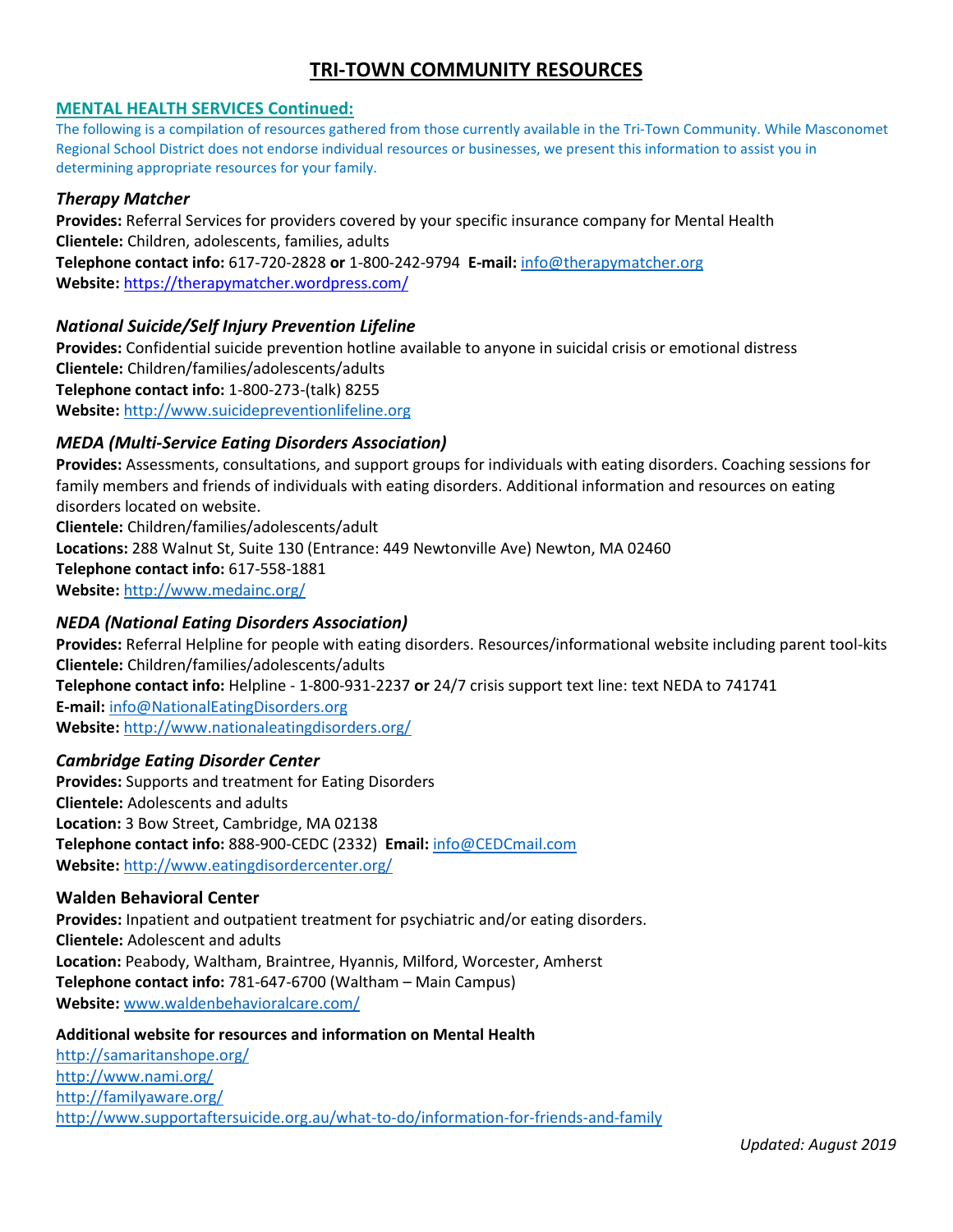# TRI-TOWN COMMUNITY RESOURCES

## MENTAL HEALTH SERVICES Continued:

The following is a compilation of resources gathered from those currently available in the Tri-Town Community. While Masconomet Regional School District does not endorse individual resources or businesses, we present this information to assist you in determining appropriate resources for your family.

### *Therapy Matcher*

**Provides:** Referral Services for providers covered by your specific insurance company for Mental Health
**Clientele:** Children, adolescents, families, adults
**Telephone contact info:** 617-720-2828 **or** 1-800-242-9794 **E-mail:** info@therapymatcher.org
**Website:** https://therapymatcher.wordpress.com/

### *National Suicide/Self Injury Prevention Lifeline*

**Provides:** Confidential suicide prevention hotline available to anyone in suicidal crisis or emotional distress
**Clientele:** Children/families/adolescents/adults
**Telephone contact info:** 1-800-273-(talk) 8255
**Website:** http://www.suicidepreventionlifeline.org

### *MEDA (Multi-Service Eating Disorders Association)*

**Provides:** Assessments, consultations, and support groups for individuals with eating disorders. Coaching sessions for family members and friends of individuals with eating disorders. Additional information and resources on eating disorders located on website.
**Clientele:** Children/families/adolescents/adult
**Locations:** 288 Walnut St, Suite 130 (Entrance: 449 Newtonville Ave) Newton, MA 02460
**Telephone contact info:** 617-558-1881
**Website:** http://www.medainc.org/

### *NEDA (National Eating Disorders Association)*

**Provides:** Referral Helpline for people with eating disorders. Resources/informational website including parent tool-kits
**Clientele:** Children/families/adolescents/adults
**Telephone contact info:** Helpline - 1-800-931-2237 **or** 24/7 crisis support text line: text NEDA to 741741
**E-mail:** info@NationalEatingDisorders.org
**Website:** http://www.nationaleatingdisorders.org/

### *Cambridge Eating Disorder Center*

**Provides:** Supports and treatment for Eating Disorders
**Clientele:** Adolescents and adults
**Location:** 3 Bow Street, Cambridge, MA 02138
**Telephone contact info:** 888-900-CEDC (2332) **Email:** info@CEDCmail.com
**Website:** http://www.eatingdisordercenter.org/

### Walden Behavioral Center

**Provides:** Inpatient and outpatient treatment for psychiatric and/or eating disorders.
**Clientele:** Adolescent and adults
**Location:** Peabody, Waltham, Braintree, Hyannis, Milford, Worcester, Amherst
**Telephone contact info:** 781-647-6700 (Waltham – Main Campus)
**Website:** www.waldenbehavioralcare.com/

**Additional website for resources and information on Mental Health**

http://samaritanshope.org/
http://www.nami.org/
http://familyaware.org/
http://www.supportaftersuicide.org.au/what-to-do/information-for-friends-and-family

*Updated: August 2019*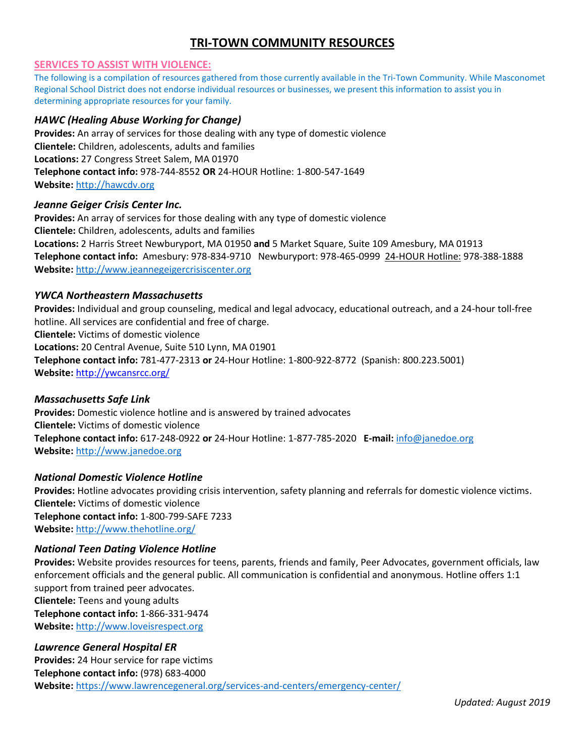# TRI-TOWN COMMUNITY RESOURCES

## SERVICES TO ASSIST WITH VIOLENCE:

The following is a compilation of resources gathered from those currently available in the Tri-Town Community. While Masconomet Regional School District does not endorse individual resources or businesses, we present this information to assist you in determining appropriate resources for your family.

### *HAWC (Healing Abuse Working for Change)*

**Provides:** An array of services for those dealing with any type of domestic violence
**Clientele:** Children, adolescents, adults and families
**Locations:** 27 Congress Street Salem, MA 01970
**Telephone contact info:** 978-744-8552 **OR** 24-HOUR Hotline: 1-800-547-1649
**Website:** http://hawcdv.org

### *Jeanne Geiger Crisis Center Inc.*

**Provides:** An array of services for those dealing with any type of domestic violence
**Clientele:** Children, adolescents, adults and families
**Locations:** 2 Harris Street Newburyport, MA 01950 **and** 5 Market Square, Suite 109 Amesbury, MA 01913
**Telephone contact info:** Amesbury: 978-834-9710 Newburyport: 978-465-0999 24-HOUR Hotline: 978-388-1888
**Website:** http://www.jeannegeigercrisiscenter.org

### *YWCA Northeastern Massachusetts*

**Provides:** Individual and group counseling, medical and legal advocacy, educational outreach, and a 24-hour toll-free hotline. All services are confidential and free of charge.
**Clientele:** Victims of domestic violence
**Locations:** 20 Central Avenue, Suite 510 Lynn, MA 01901
**Telephone contact info:** 781-477-2313 **or** 24-Hour Hotline: 1-800-922-8772 (Spanish: 800.223.5001)
**Website:** http://ywcansrcc.org/

### *Massachusetts Safe Link*

**Provides:** Domestic violence hotline and is answered by trained advocates
**Clientele:** Victims of domestic violence
**Telephone contact info:** 617-248-0922 **or** 24-Hour Hotline: 1-877-785-2020 **E-mail:** info@janedoe.org
**Website:** http://www.janedoe.org

### *National Domestic Violence Hotline*

**Provides:** Hotline advocates providing crisis intervention, safety planning and referrals for domestic violence victims.
**Clientele:** Victims of domestic violence
**Telephone contact info:** 1-800-799-SAFE 7233
**Website:** http://www.thehotline.org/

### *National Teen Dating Violence Hotline*

**Provides:** Website provides resources for teens, parents, friends and family, Peer Advocates, government officials, law enforcement officials and the general public. All communication is confidential and anonymous. Hotline offers 1:1 support from trained peer advocates.
**Clientele:** Teens and young adults
**Telephone contact info:** 1-866-331-9474
**Website:** http://www.loveisrespect.org

### *Lawrence General Hospital ER*

**Provides:** 24 Hour service for rape victims
**Telephone contact info:** (978) 683-4000
**Website:** https://www.lawrencegeneral.org/services-and-centers/emergency-center/

*Updated: August 2019*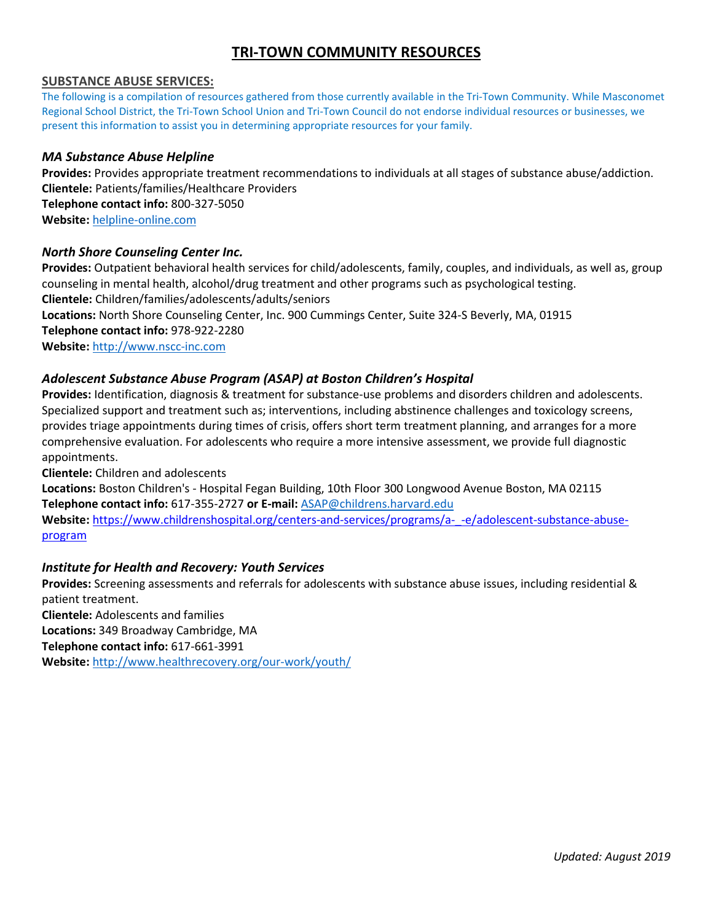# TRI-TOWN COMMUNITY RESOURCES

## SUBSTANCE ABUSE SERVICES:

The following is a compilation of resources gathered from those currently available in the Tri-Town Community. While Masconomet Regional School District, the Tri-Town School Union and Tri-Town Council do not endorse individual resources or businesses, we present this information to assist you in determining appropriate resources for your family.

### *MA Substance Abuse Helpline*

**Provides:** Provides appropriate treatment recommendations to individuals at all stages of substance abuse/addiction.
**Clientele:** Patients/families/Healthcare Providers
**Telephone contact info:** 800-327-5050
**Website:** helpline-online.com

### *North Shore Counseling Center Inc.*

**Provides:** Outpatient behavioral health services for child/adolescents, family, couples, and individuals, as well as, group counseling in mental health, alcohol/drug treatment and other programs such as psychological testing.
**Clientele:** Children/families/adolescents/adults/seniors
**Locations:** North Shore Counseling Center, Inc. 900 Cummings Center, Suite 324-S Beverly, MA, 01915
**Telephone contact info:** 978-922-2280
**Website:** http://www.nscc-inc.com

### *Adolescent Substance Abuse Program (ASAP) at Boston Children's Hospital*

**Provides:** Identification, diagnosis & treatment for substance-use problems and disorders children and adolescents. Specialized support and treatment such as; interventions, including abstinence challenges and toxicology screens, provides triage appointments during times of crisis, offers short term treatment planning, and arranges for a more comprehensive evaluation. For adolescents who require a more intensive assessment, we provide full diagnostic appointments.
**Clientele:** Children and adolescents
**Locations:** Boston Children's - Hospital Fegan Building, 10th Floor 300 Longwood Avenue Boston, MA 02115
**Telephone contact info:** 617-355-2727 **or E-mail:** ASAP@childrens.harvard.edu
**Website:** https://www.childrenshospital.org/centers-and-services/programs/a-_-e/adolescent-substance-abuse-program

### *Institute for Health and Recovery: Youth Services*

**Provides:** Screening assessments and referrals for adolescents with substance abuse issues, including residential & patient treatment.
**Clientele:** Adolescents and families
**Locations:** 349 Broadway Cambridge, MA
**Telephone contact info:** 617-661-3991
**Website:** http://www.healthrecovery.org/our-work/youth/

*Updated: August 2019*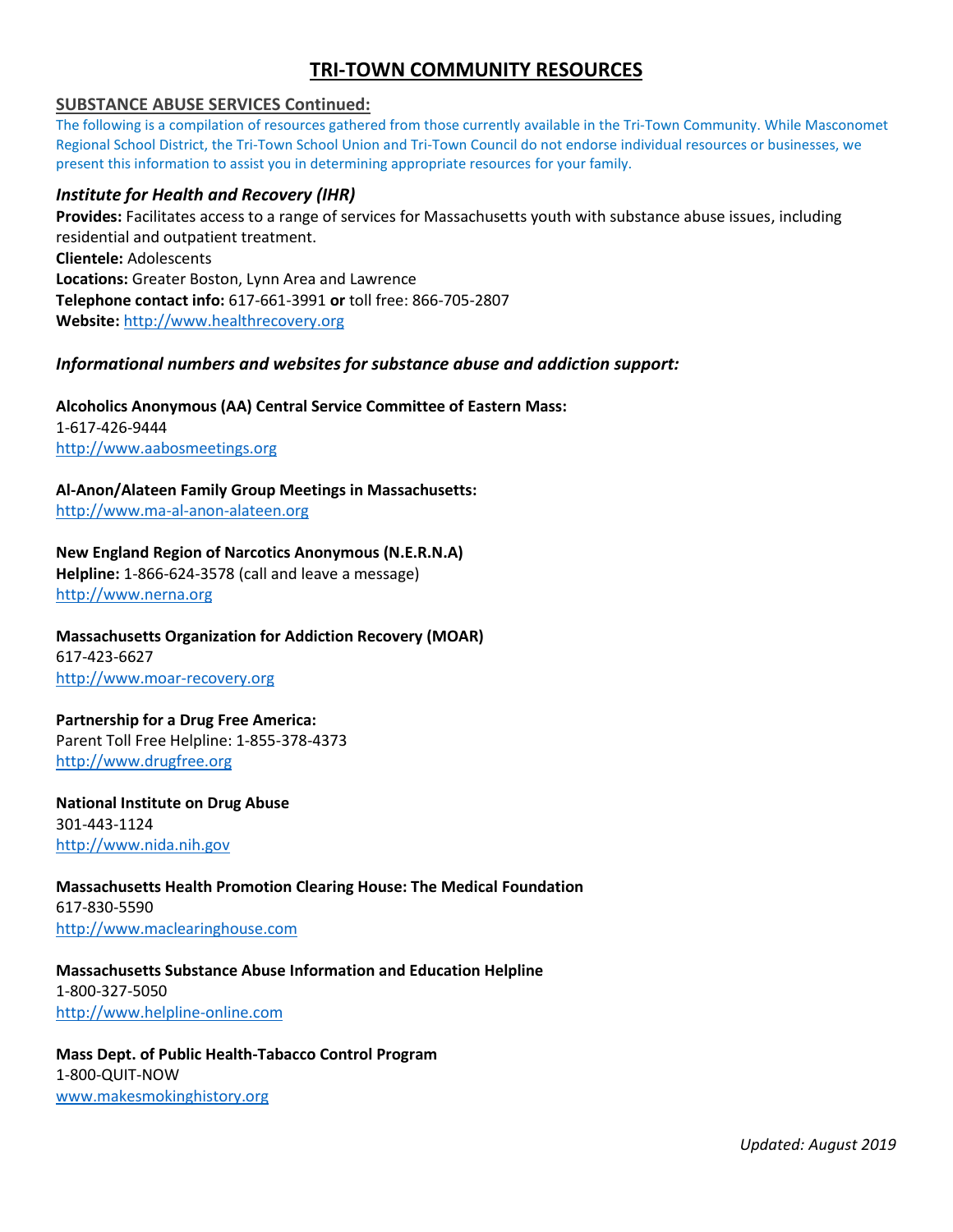# TRI-TOWN COMMUNITY RESOURCES

## SUBSTANCE ABUSE SERVICES Continued:

The following is a compilation of resources gathered from those currently available in the Tri-Town Community. While Masconomet Regional School District, the Tri-Town School Union and Tri-Town Council do not endorse individual resources or businesses, we present this information to assist you in determining appropriate resources for your family.

### *Institute for Health and Recovery (IHR)*

**Provides:** Facilitates access to a range of services for Massachusetts youth with substance abuse issues, including residential and outpatient treatment.
**Clientele:** Adolescents
**Locations:** Greater Boston, Lynn Area and Lawrence
**Telephone contact info:** 617-661-3991 **or** toll free: 866-705-2807
**Website:** http://www.healthrecovery.org

### *Informational numbers and websites for substance abuse and addiction support:*

**Alcoholics Anonymous (AA) Central Service Committee of Eastern Mass:**
1-617-426-9444
http://www.aabosmeetings.org

**Al-Anon/Alateen Family Group Meetings in Massachusetts:**
http://www.ma-al-anon-alateen.org

**New England Region of Narcotics Anonymous (N.E.R.N.A)**
**Helpline:** 1-866-624-3578 (call and leave a message)
http://www.nerna.org

**Massachusetts Organization for Addiction Recovery (MOAR)**
617-423-6627
http://www.moar-recovery.org

**Partnership for a Drug Free America:**
Parent Toll Free Helpline: 1-855-378-4373
http://www.drugfree.org

**National Institute on Drug Abuse**
301-443-1124
http://www.nida.nih.gov

**Massachusetts Health Promotion Clearing House: The Medical Foundation**
617-830-5590
http://www.maclearinghouse.com

**Massachusetts Substance Abuse Information and Education Helpline**
1-800-327-5050
http://www.helpline-online.com

**Mass Dept. of Public Health-Tabacco Control Program**
1-800-QUIT-NOW
www.makesmokinghistory.org

*Updated: August 2019*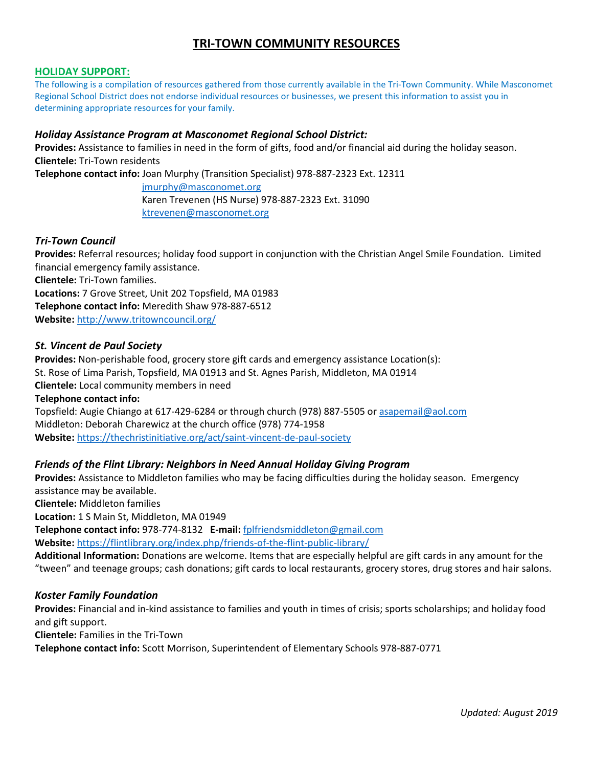# TRI-TOWN COMMUNITY RESOURCES

## HOLIDAY SUPPORT:

The following is a compilation of resources gathered from those currently available in the Tri-Town Community. While Masconomet Regional School District does not endorse individual resources or businesses, we present this information to assist you in determining appropriate resources for your family.

### *Holiday Assistance Program at Masconomet Regional School District:*

**Provides:** Assistance to families in need in the form of gifts, food and/or financial aid during the holiday season.
**Clientele:** Tri-Town residents
**Telephone contact info:** Joan Murphy (Transition Specialist) 978-887-2323 Ext. 12311
jmurphy@masconomet.org
Karen Trevenen (HS Nurse) 978-887-2323 Ext. 31090
ktrevenen@masconomet.org

### *Tri-Town Council*

**Provides:** Referral resources; holiday food support in conjunction with the Christian Angel Smile Foundation. Limited financial emergency family assistance.
**Clientele:** Tri-Town families.
**Locations:** 7 Grove Street, Unit 202 Topsfield, MA 01983
**Telephone contact info:** Meredith Shaw 978-887-6512
**Website:** http://www.tritowncouncil.org/

### *St. Vincent de Paul Society*

**Provides:** Non-perishable food, grocery store gift cards and emergency assistance Location(s):
St. Rose of Lima Parish, Topsfield, MA 01913 and St. Agnes Parish, Middleton, MA 01914
**Clientele:** Local community members in need
**Telephone contact info:**
Topsfield: Augie Chiango at 617-429-6284 or through church (978) 887-5505 or asapemail@aol.com
Middleton: Deborah Charewicz at the church office (978) 774-1958
**Website:** https://thechristinitiative.org/act/saint-vincent-de-paul-society

### *Friends of the Flint Library: Neighbors in Need Annual Holiday Giving Program*

**Provides:** Assistance to Middleton families who may be facing difficulties during the holiday season. Emergency assistance may be available.
**Clientele:** Middleton families
**Location:** 1 S Main St, Middleton, MA 01949
**Telephone contact info:** 978-774-8132 **E-mail:** fplfriendsmiddleton@gmail.com
**Website:** https://flintlibrary.org/index.php/friends-of-the-flint-public-library/
**Additional Information:** Donations are welcome. Items that are especially helpful are gift cards in any amount for the "tween" and teenage groups; cash donations; gift cards to local restaurants, grocery stores, drug stores and hair salons.

### *Koster Family Foundation*

**Provides:** Financial and in-kind assistance to families and youth in times of crisis; sports scholarships; and holiday food and gift support.
**Clientele:** Families in the Tri-Town
**Telephone contact info:** Scott Morrison, Superintendent of Elementary Schools 978-887-0771

*Updated: August 2019*